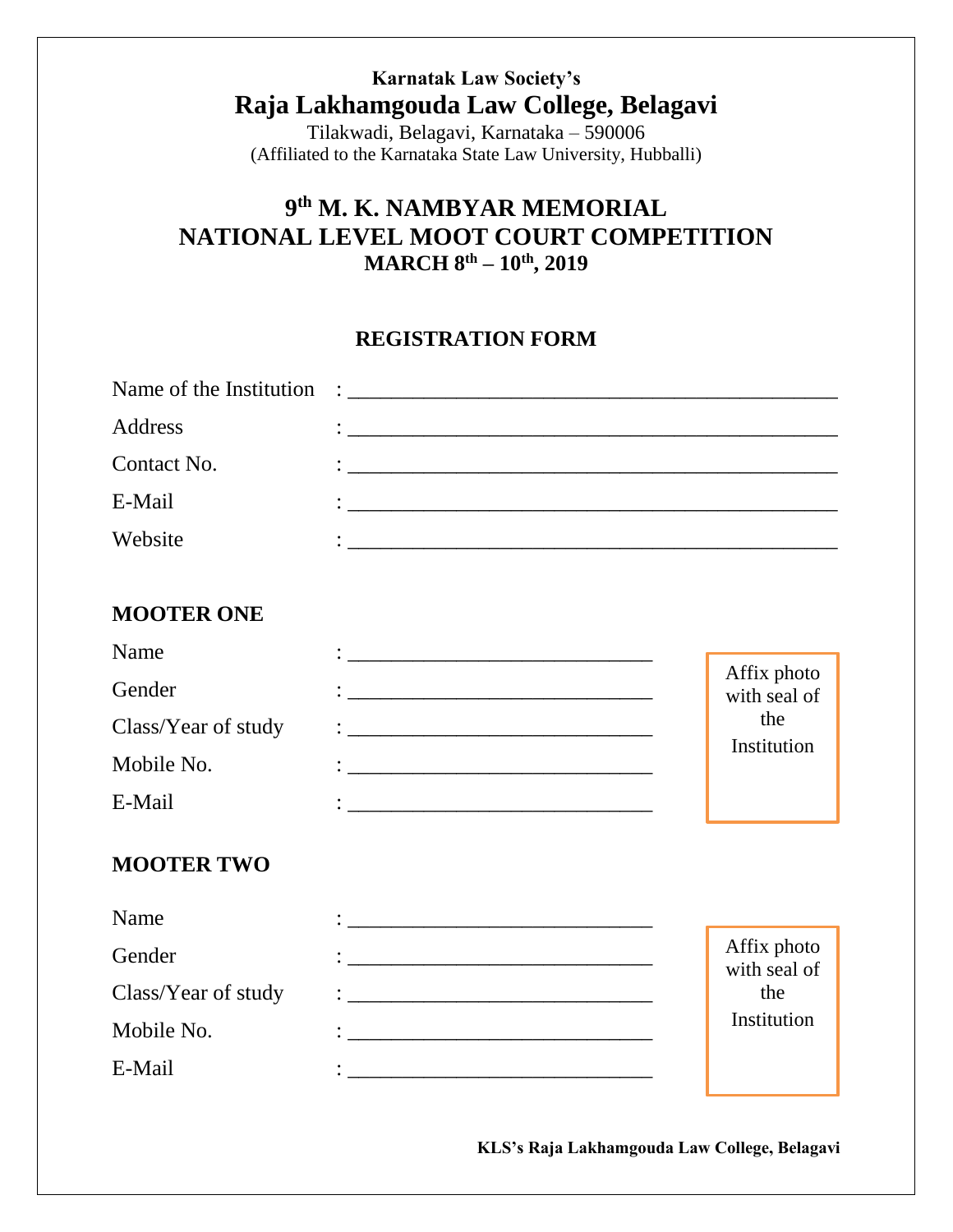**Karnatak Law Society's**

# Raja Lakhamgouda Law College, Belagavi

Tilakwadi, Belagavi, Karnataka – 590006
(Affiliated to the Karnataka State Law University, Hubballi)

## 9th M. K. NAMBYAR MEMORIAL NATIONAL LEVEL MOOT COURT COMPETITION

**MARCH 8th – 10th, 2019**

### REGISTRATION FORM

Name of the Institution : ______________________________________________

Address : ______________________________________________

Contact No. : ______________________________________________

E-Mail : ______________________________________________

Website : ______________________________________________

**MOOTER ONE**

Name : _____________________________

Gender : _____________________________

Class/Year of study : _____________________________

Mobile No. : _____________________________

E-Mail : _____________________________

Affix photo with seal of the Institution

**MOOTER TWO**

Name : _____________________________

Gender : _____________________________

Class/Year of study : _____________________________

Mobile No. : _____________________________

E-Mail : _____________________________

Affix photo with seal of the Institution

**KLS's Raja Lakhamgouda Law College, Belagavi**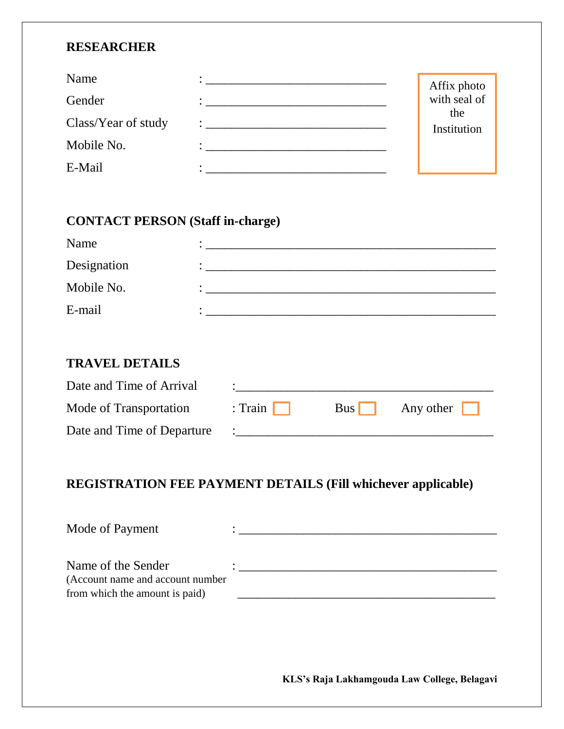## RESEARCHER

Name : ______________________________

Gender : ______________________________

Class/Year of study : ______________________________

Mobile No. : ______________________________

E-Mail : ______________________________

Affix photo with seal of the Institution

## CONTACT PERSON (Staff in-charge)

Name : ______________________________________________

Designation : ______________________________________________

Mobile No. : ______________________________________________

E-mail : ______________________________________________

## TRAVEL DETAILS

Date and Time of Arrival :__________________________________________

Mode of Transportation : Train ☐ Bus ☐ Any other ☐

Date and Time of Departure :__________________________________________

## REGISTRATION FEE PAYMENT DETAILS (Fill whichever applicable)

Mode of Payment : __________________________________________

Name of the Sender : __________________________________________
(Account name and account number from which the amount is paid) __________________________________________

**KLS's Raja Lakhamgouda Law College, Belagavi**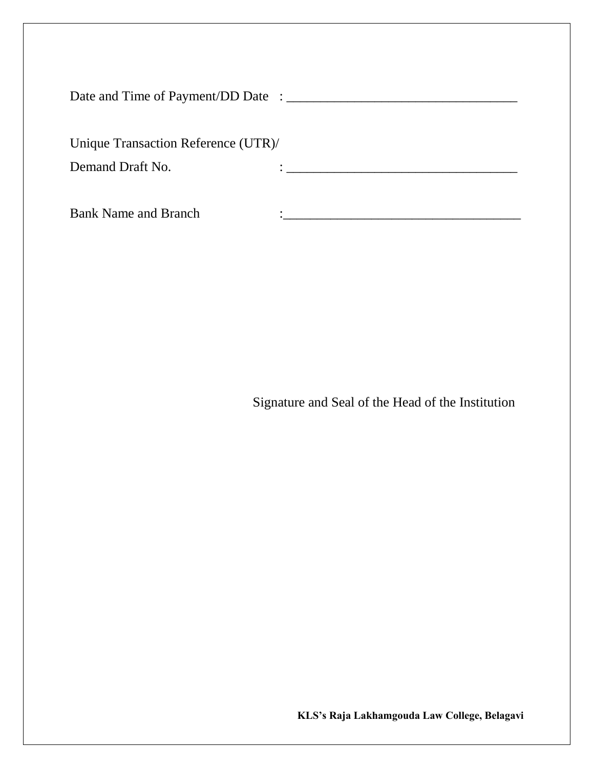Date and Time of Payment/DD Date : ___________________________________

Unique Transaction Reference (UTR)/
Demand Draft No. : ___________________________________

Bank Name and Branch :___________________________________

Signature and Seal of the Head of the Institution